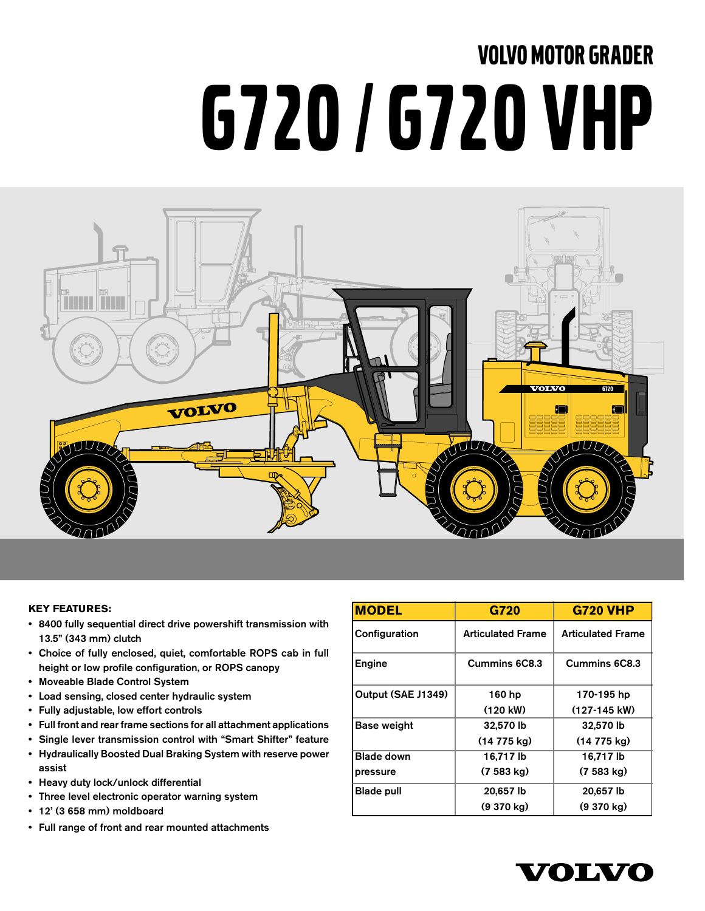# VOLVO MOTOR GRADER

# G720 / G720 VHP

**KEY FEATURES:**

- 8400 fully sequential direct drive powershift transmission with 13.5" (343 mm) clutch
- Choice of fully enclosed, quiet, comfortable ROPS cab in full height or low profile configuration, or ROPS canopy
- Moveable Blade Control System
- Load sensing, closed center hydraulic system
- Fully adjustable, low effort controls
- Full front and rear frame sections for all attachment applications
- Single lever transmission control with "Smart Shifter" feature
- Hydraulically Boosted Dual Braking System with reserve power assist
- Heavy duty lock/unlock differential
- Three level electronic operator warning system
- 12' (3 658 mm) moldboard
- Full range of front and rear mounted attachments

| MODEL | G720 | G720 VHP |
|---|---|---|
| Configuration | Articulated Frame | Articulated Frame |
| Engine | Cummins 6C8.3 | Cummins 6C8.3 |
| Output (SAE J1349) | 160 hp (120 kW) | 170-195 hp (127-145 kW) |
| Base weight | 32,570 lb (14 775 kg) | 32,570 lb (14 775 kg) |
| Blade down pressure | 16,717 lb (7 583 kg) | 16,717 lb (7 583 kg) |
| Blade pull | 20,657 lb (9 370 kg) | 20,657 lb (9 370 kg) |

VOLVO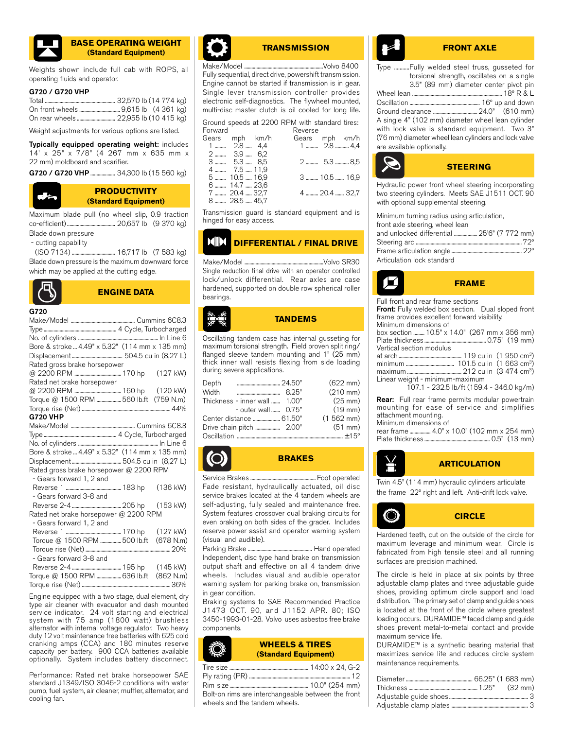## BASE OPERATING WEIGHT (Standard Equipment)

Weights shown include full cab with ROPS, all operating fluids and operator.

**G720 / G720 VHP**

Total ........ 32,570 lb (14 774 kg)
On front wheels ........ 9,615 lb (4 361 kg)
On rear wheels ........ 22,955 lb (10 415 kg)

Weight adjustments for various options are listed.

**Typically equipped operating weight:** includes 14' x 25" x 7/8" (4 267 mm x 635 mm x 22 mm) moldboard and scarifier.

**G720 / G720 VHP** ........ 34,300 lb (15 560 kg)

## PRODUCTIVITY (Standard Equipment)

Maximum blade pull (no wheel slip, 0.9 traction co-efficient) ........ 20,657 lb (9 370 kg)

Blade down pressure
- cutting capability (ISO 7134) ........ 16,717 lb (7 583 kg)

Blade down pressure is the maximum downward force which may be applied at the cutting edge.

## ENGINE DATA

**G720**

Make/Model ........ Cummins 6C8.3
Type ........ 4 Cycle, Turbocharged
No. of cylinders ........ In Line 6
Bore & stroke ... 4.49" x 5.32" (114 mm x 135 mm)
Displacement ........ 504.5 cu in (8,27 L)
Rated gross brake horsepower @ 2200 RPM ........ 170 hp (127 kW)
Rated net brake horsepower @ 2200 RPM ........ 160 hp (120 kW)
Torque @ 1500 RPM ........ 560 lb.ft (759 N.m)
Torque rise (Net) ........ 44%

**G720 VHP**

Make/Model ........ Cummins 6C8.3
Type ........ 4 Cycle, Turbocharged
No. of cylinders ........ In Line 6
Bore & stroke ... 4.49" x 5.32" (114 mm x 135 mm)
Displacement ........ 504.5 cu in (8,27 L)
Rated gross brake horsepower @ 2200 RPM
- Gears forward 1, 2 and Reverse 1 ........ 183 hp (136 kW)
- Gears forward 3-8 and Reverse 2-4 ........ 205 hp (153 kW)

Rated net brake horsepower @ 2200 RPM
- Gears forward 1, 2 and Reverse 1 ........ 170 hp (127 kW)
Torque @ 1500 RPM ........ 500 lb.ft (678 N.m)
Torque rise (Net) ........ 20%
- Gears forward 3-8 and Reverse 2-4 ........ 195 hp (145 kW)
Torque @ 1500 RPM ........ 636 lb.ft (862 N.m)
Torque rise (Net) ........ 36%

Engine equipped with a two stage, dual element, dry type air cleaner with evacuator and dash mounted service indicator. 24 volt starting and electrical system with 75 amp (1800 watt) brushless alternator with internal voltage regulator. Two heavy duty 12 volt maintenance free batteries with 625 cold cranking amps (CCA) and 180 minutes reserve capacity per battery. 900 CCA batteries available optionally. System includes battery disconnect.

Performance: Rated net brake horsepower SAE standard J1349/ISO 3046-2 conditions with water pump, fuel system, air cleaner, muffler, alternator, and cooling fan.

## TRANSMISSION

Make/Model ........ Volvo 8400

Fully sequential, direct drive, powershift transmission. Engine cannot be started if transmission is in gear. Single lever transmission controller provides electronic self-diagnostics. The flywheel mounted, multi-disc master clutch is oil cooled for long life.

Ground speeds at 2200 RPM with standard tires:

| Forward Gears | mph | km/h | Reverse Gears | mph | km/h |
|---|---|---|---|---|---|
| 1 | 2.8 | 4,4 | 1 | 2.8 | 4,4 |
| 2 | 3.9 | 6,2 | | | |
| 3 | 5.3 | 8,5 | 2 | 5.3 | 8,5 |
| 4 | 7.5 | 11,9 | | | |
| 5 | 10.5 | 16,9 | 3 | 10.5 | 16,9 |
| 6 | 14.7 | 23,6 | | | |
| 7 | 20.4 | 32,7 | 4 | 20.4 | 32,7 |
| 8 | 28.5 | 45,7 | | | |

Transmission guard is standard equipment and is hinged for easy access.

## DIFFERENTIAL / FINAL DRIVE

Make/Model ........ Volvo SR30

Single reduction final drive with an operator controlled lock/unlock differential. Rear axles are case hardened, supported on double row spherical roller bearings.

## TANDEMS

Oscillating tandem case has internal gusseting for maximum torsional strength. Field proven split ring/flanged sleeve tandem mounting and 1" (25 mm) thick inner wall resists flexing from side loading during severe applications.

| | | |
|---|---|---|
| Depth | 24.50" | (622 mm) |
| Width | 8.25" | (210 mm) |
| Thickness - inner wall | 1.00" | (25 mm) |
| - outer wall | 0.75" | (19 mm) |
| Center distance | 61.50" | (1 562 mm) |
| Drive chain pitch | 2.00" | (51 mm) |
| Oscillation | | ±15° |

## BRAKES

Service Brakes ........ Foot operated

Fade resistant, hydraulically actuated, oil disc service brakes located at the 4 tandem wheels are self-adjusting, fully sealed and maintenance free. System features crossover dual braking circuits for even braking on both sides of the grader. Includes reserve power assist and operator warning system (visual and audible).

Parking Brake ........ Hand operated

Independent, disc type hand brake on transmission output shaft and effective on all 4 tandem drive wheels. Includes visual and audible operator warning system for parking brake on, transmission in gear condition.

Braking systems to SAE Recommended Practice J1473 OCT. 90, and J1152 APR. 80; ISO 3450-1993-01-28. Volvo uses asbestos free brake components.

## WHEELS & TIRES (Standard Equipment)

Tire size ........ 14:00 x 24, G-2
Ply rating (PR) ........ 12
Rim size ........ 10.0" (254 mm)

Bolt-on rims are interchangeable between the front wheels and the tandem wheels.

## FRONT AXLE

Type ........ Fully welded steel truss, gusseted for torsional strength, oscillates on a single 3.5" (89 mm) diameter center pivot pin

Wheel lean ........ 18° R & L
Oscillation ........ 16° up and down
Ground clearance ........ 24.0" (610 mm)

A single 4" (102 mm) diameter wheel lean cylinder with lock valve is standard equipment. Two 3" (76 mm) diameter wheel lean cylinders and lock valve are available optionally.

## STEERING

Hydraulic power front wheel steering incorporating two steering cylinders. Meets SAE J1511 OCT. 90 with optional supplemental steering.

Minimum turning radius using articulation, front axle steering, wheel lean and unlocked differential ........ 25'6" (7 772 mm)
Steering arc ........ 72°
Frame articulation angle ........ 22°
Articulation lock standard

## FRAME

Full front and rear frame sections

**Front:** Fully welded box section. Dual sloped front frame provides excellent forward visibility.

Minimum dimensions of box section ........ 10.5" x 14.0" (267 mm x 356 mm)
Plate thickness ........ 0.75" (19 mm)

Vertical section modulus
at arch ........ 119 cu in (1 950 cm³)
minimum ........ 101.5 cu in (1 663 cm³)
maximum ........ 212 cu in (3 474 cm³)

Linear weight - minimum-maximum
107.1 - 232.5 lb/ft (159.4 - 346.0 kg/m)

**Rear:** Full rear frame permits modular powertrain mounting for ease of service and simplifies attachment mounting.

Minimum dimensions of rear frame ........ 4.0" x 10.0" (102 mm x 254 mm)
Plate thickness ........ 0.5" (13 mm)

## ARTICULATION

Twin 4.5" (114 mm) hydraulic cylinders articulate the frame 22° right and left. Anti-drift lock valve.

## CIRCLE

Hardened teeth, cut on the outside of the circle for maximum leverage and minimum wear. Circle is fabricated from high tensile steel and all running surfaces are precision machined.

The circle is held in place at six points by three adjustable clamp plates and three adjustable guide shoes, providing optimum circle support and load distribution. The primary set of clamp and guide shoes is located at the front of the circle where greatest loading occurs. DURAMIDE™ faced clamp and guide shoes prevent metal-to-metal contact and provide maximum service life.

DURAMIDE™ is a synthetic bearing material that maximizes service life and reduces circle system maintenance requirements.

Diameter ........ 66.25" (1 683 mm)
Thickness ........ 1.25" (32 mm)
Adjustable guide shoes ........ 3
Adjustable clamp plates ........ 3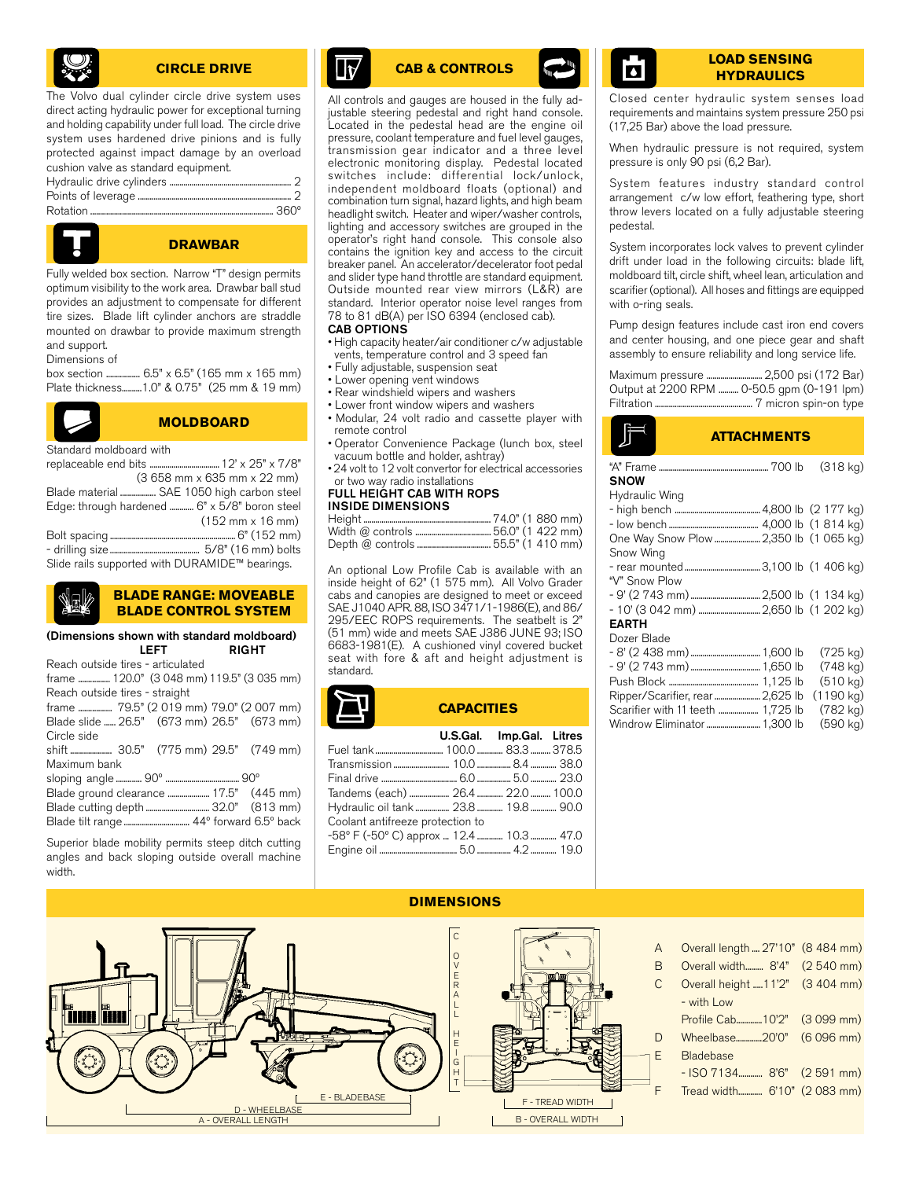## CIRCLE DRIVE

The Volvo dual cylinder circle drive system uses direct acting hydraulic power for exceptional turning and holding capability under full load. The circle drive system uses hardened drive pinions and is fully protected against impact damage by an overload cushion valve as standard equipment.

| | |
|---|---|
| Hydraulic drive cylinders | 2 |
| Points of leverage | 2 |
| Rotation | 360° |

## DRAWBAR

Fully welded box section. Narrow "T" design permits optimum visibility to the work area. Drawbar ball stud provides an adjustment to compensate for different tire sizes. Blade lift cylinder anchors are straddle mounted on drawbar to provide maximum strength and support.

Dimensions of

| | |
|---|---|
| box section | 6.5" x 6.5" (165 mm x 165 mm) |
| Plate thickness | 1.0" & 0.75" (25 mm & 19 mm) |

## MOLDBOARD

Standard moldboard with

| | |
|---|---|
| replaceable end bits | 12' x 25" x 7/8" (3 658 mm x 635 mm x 22 mm) |
| Blade material | SAE 1050 high carbon steel |
| Edge: through hardened | 6" x 5/8" boron steel (152 mm x 16 mm) |
| Bolt spacing | 6" (152 mm) |
| - drilling size | 5/8" (16 mm) bolts |

Slide rails supported with DURAMIDE™ bearings.

## BLADE RANGE: MOVEABLE BLADE CONTROL SYSTEM

**(Dimensions shown with standard moldboard)**

| | LEFT | RIGHT |
|---|---|---|
| Reach outside tires - articulated frame | 120.0" (3 048 mm) | 119.5" (3 035 mm) |
| Reach outside tires - straight frame | 79.5" (2 019 mm) | 79.0" (2 007 mm) |
| Blade slide | 26.5" (673 mm) | 26.5" (673 mm) |
| Circle side shift | 30.5" (775 mm) | 29.5" (749 mm) |
| Maximum bank sloping angle | 90° | 90° |
| Blade ground clearance | | 17.5" (445 mm) |
| Blade cutting depth | | 32.0" (813 mm) |
| Blade tilt range | | 44° forward 6.5° back |

Superior blade mobility permits steep ditch cutting angles and back sloping outside overall machine width.

## CAB & CONTROLS

All controls and gauges are housed in the fully adjustable steering pedestal and right hand console. Located in the pedestal head are the engine oil pressure, coolant temperature and fuel level gauges, transmission gear indicator and a three level electronic monitoring display. Pedestal located switches include: differential lock/unlock, independent moldboard floats (optional) and combination turn signal, hazard lights, and high beam headlight switch. Heater and wiper/washer controls, lighting and accessory switches are grouped in the operator's right hand console. This console also contains the ignition key and access to the circuit breaker panel. An accelerator/decelerator foot pedal and slider type hand throttle are standard equipment. Outside mounted rear view mirrors (L&R) are standard. Interior operator noise level ranges from 78 to 81 dB(A) per ISO 6394 (enclosed cab).

**CAB OPTIONS**

- High capacity heater/air conditioner c/w adjustable vents, temperature control and 3 speed fan
- Fully adjustable, suspension seat
- Lower opening vent windows
- Rear windshield wipers and washers
- Lower front window wipers and washers
- Modular, 24 volt radio and cassette player with remote control
- Operator Convenience Package (lunch box, steel vacuum bottle and holder, ashtray)
- 24 volt to 12 volt convertor for electrical accessories or two way radio installations

**FULL HEIGHT CAB WITH ROPS**
**INSIDE DIMENSIONS**

| | |
|---|---|
| Height | 74.0" (1 880 mm) |
| Width @ controls | 56.0" (1 422 mm) |
| Depth @ controls | 55.5" (1 410 mm) |

An optional Low Profile Cab is available with an inside height of 62" (1 575 mm). All Volvo Grader cabs and canopies are designed to meet or exceed SAE J1040 APR. 88, ISO 3471/1-1986(E), and 86/295/EEC ROPS requirements. The seatbelt is 2" (51 mm) wide and meets SAE J386 JUNE 93; ISO 6683-1981(E). A cushioned vinyl covered bucket seat with fore & aft and height adjustment is standard.

## CAPACITIES

| | U.S.Gal. | Imp.Gal. | Litres |
|---|---|---|---|
| Fuel tank | 100.0 | 83.3 | 378.5 |
| Transmission | 10.0 | 8.4 | 38.0 |
| Final drive | 6.0 | 5.0 | 23.0 |
| Tandems (each) | 26.4 | 22.0 | 100.0 |
| Hydraulic oil tank | 23.8 | 19.8 | 90.0 |
| Coolant antifreeze protection to -58° F (-50° C) approx | 12.4 | 10.3 | 47.0 |
| Engine oil | 5.0 | 4.2 | 19.0 |

## LOAD SENSING HYDRAULICS

Closed center hydraulic system senses load requirements and maintains system pressure 250 psi (17,25 Bar) above the load pressure.

When hydraulic pressure is not required, system pressure is only 90 psi (6,2 Bar).

System features industry standard control arrangement c/w low effort, feathering type, short throw levers located on a fully adjustable steering pedestal.

System incorporates lock valves to prevent cylinder drift under load in the following circuits: blade lift, moldboard tilt, circle shift, wheel lean, articulation and scarifier (optional). All hoses and fittings are equipped with o-ring seals.

Pump design features include cast iron end covers and center housing, and one piece gear and shaft assembly to ensure reliability and long service life.

| | |
|---|---|
| Maximum pressure | 2,500 psi (172 Bar) |
| Output at 2200 RPM | 0-50.5 gpm (0-191 lpm) |
| Filtration | 7 micron spin-on type |

## ATTACHMENTS

| | | |
|---|---|---|
| "A" Frame | 700 lb | (318 kg) |
| **SNOW** | | |
| Hydraulic Wing | | |
| - high bench | 4,800 lb | (2 177 kg) |
| - low bench | 4,000 lb | (1 814 kg) |
| One Way Snow Plow | 2,350 lb | (1 065 kg) |
| Snow Wing | | |
| - rear mounted | 3,100 lb | (1 406 kg) |
| "V" Snow Plow | | |
| - 9' (2 743 mm) | 2,500 lb | (1 134 kg) |
| - 10' (3 042 mm) | 2,650 lb | (1 202 kg) |
| **EARTH** | | |
| Dozer Blade | | |
| - 8' (2 438 mm) | 1,600 lb | (725 kg) |
| - 9' (2 743 mm) | 1,650 lb | (748 kg) |
| Push Block | 1,125 lb | (510 kg) |
| Ripper/Scarifier, rear | 2,625 lb | (1190 kg) |
| Scarifier with 11 teeth | 1,725 lb | (782 kg) |
| Windrow Eliminator | 1,300 lb | (590 kg) |

## DIMENSIONS

| | | | |
|---|---|---|---|
| A | Overall length | 27'10" | (8 484 mm) |
| B | Overall width | 8'4" | (2 540 mm) |
| C | Overall height | 11'2" | (3 404 mm) |
| | - with Low Profile Cab | 10'2" | (3 099 mm) |
| D | Wheelbase | 20'0" | (6 096 mm) |
| E | Bladebase - ISO 7134 | 8'6" | (2 591 mm) |
| F | Tread width | 6'10" | (2 083 mm) |

E - BLADEBASE
D - WHEELBASE
A - OVERALL LENGTH
C - OVERALL HEIGHT
F - TREAD WIDTH
B - OVERALL WIDTH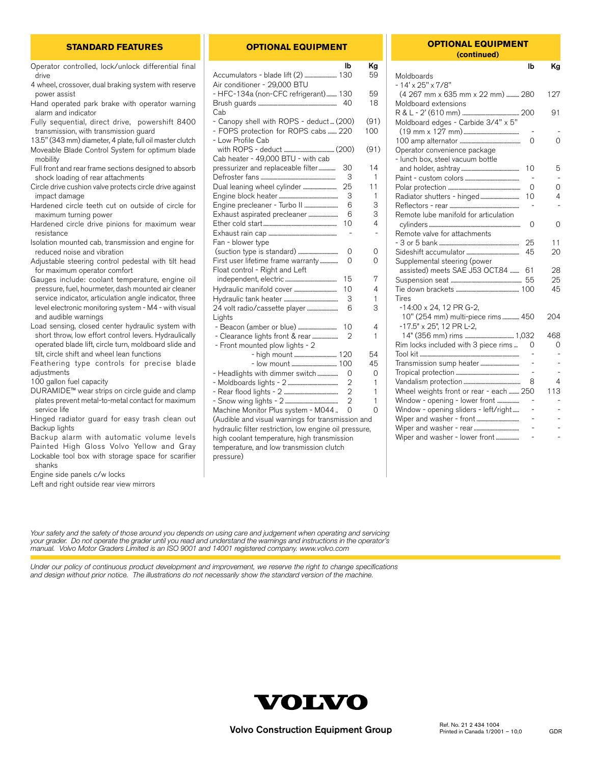## STANDARD FEATURES

Operator controlled, lock/unlock differential final drive

4 wheel, crossover, dual braking system with reserve power assist

Hand operated park brake with operator warning alarm and indicator

Fully sequential, direct drive, powershift 8400 transmission, with transmission guard

13.5" (343 mm) diameter, 4 plate, full oil master clutch

Moveable Blade Control System for optimum blade mobility

Full front and rear frame sections designed to absorb shock loading of rear attachments

Circle drive cushion valve protects circle drive against impact damage

Hardened circle teeth cut on outside of circle for maximum turning power

Hardened circle drive pinions for maximum wear resistance

Isolation mounted cab, transmission and engine for reduced noise and vibration

Adjustable steering control pedestal with tilt head for maximum operator comfort

Gauges include: coolant temperature, engine oil pressure, fuel, hourmeter, dash mounted air cleaner service indicator, articulation angle indicator, three level electronic monitoring system - M4 - with visual and audible warnings

Load sensing, closed center hydraulic system with short throw, low effort control levers. Hydraulically operated blade lift, circle turn, moldboard slide and tilt, circle shift and wheel lean functions

Feathering type controls for precise blade adjustments

100 gallon fuel capacity

DURAMIDE™ wear strips on circle guide and clamp plates prevent metal-to-metal contact for maximum service life

Hinged radiator guard for easy trash clean out

Backup lights

Backup alarm with automatic volume levels

Painted High Gloss Volvo Yellow and Gray

Lockable tool box with storage space for scarifier shanks

Engine side panels c/w locks

Left and right outside rear view mirrors

## OPTIONAL EQUIPMENT

| | lb | Kg |
|---|---|---|
| Accumulators - blade lift (2) | 130 | 59 |
| Air conditioner - 29,000 BTU | | |
| - HFC-134a (non-CFC refrigerant) | 130 | 59 |
| Brush guards | 40 | 18 |
| Cab | | |
| - Canopy shell with ROPS - deduct | (200) | (91) |
| - FOPS protection for ROPS cabs | 220 | 100 |
| - Low Profile Cab with ROPS - deduct | (200) | (91) |
| Cab heater - 49,000 BTU - with cab pressurizer and replaceable filter | 30 | 14 |
| Defroster fans | 3 | 1 |
| Dual leaning wheel cylinder | 25 | 11 |
| Engine block heater | 3 | 1 |
| Engine precleaner - Turbo II | 6 | 3 |
| Exhaust aspirated precleaner | 6 | 3 |
| Ether cold start | 10 | 4 |
| Exhaust rain cap | - | - |
| Fan - blower type (suction type is standard) | 0 | 0 |
| First user lifetime frame warranty | 0 | 0 |
| Float control - Right and Left independent, electric | 15 | 7 |
| Hydraulic manifold cover | 10 | 4 |
| Hydraulic tank heater | 3 | 1 |
| 24 volt radio/cassette player | 6 | 3 |
| Lights | | |
| - Beacon (amber or blue) | 10 | 4 |
| - Clearance lights front & rear | 2 | 1 |
| - Front mounted plow lights - 2 | | |
| - high mount | 120 | 54 |
| - low mount | 100 | 45 |
| - Headlights with dimmer switch | 0 | 0 |
| - Moldboards lights - 2 | 2 | 1 |
| - Rear flood lights - 2 | 2 | 1 |
| - Snow wing lights - 2 | 2 | 1 |
| Machine Monitor Plus system - M044 | 0 | 0 |

(Audible and visual warnings for transmission and hydraulic filter restriction, low engine oil pressure, high coolant temperature, high transmission temperature, and low transmission clutch pressure)

## OPTIONAL EQUIPMENT (continued)

| | lb | Kg |
|---|---|---|
| Moldboards | | |
| - 14' x 25" x 7/8" (4 267 mm x 635 mm x 22 mm) | 280 | 127 |
| Moldboard extensions | | |
| R & L - 2' (610 mm) | 200 | 91 |
| Moldboard edges - Carbide 3/4" x 5" (19 mm x 127 mm) | - | - |
| 100 amp alternator | 0 | 0 |
| Operator convenience package | | |
| - lunch box, steel vacuum bottle and holder, ashtray | 10 | 5 |
| Paint - custom colors | - | - |
| Polar protection | 0 | 0 |
| Radiator shutters - hinged | 10 | 4 |
| Reflectors - rear | - | - |
| Remote lube manifold for articulation cylinders | 0 | 0 |
| Remote valve for attachments | | |
| - 3 or 5 bank | 25 | 11 |
| Sideshift accumulator | 45 | 20 |
| Supplemental steering (power assisted) meets SAE J53 OCT.84 | 61 | 28 |
| Suspension seat | 55 | 25 |
| Tie down brackets | 100 | 45 |
| Tires | | |
| -14:00 x 24, 12 PR G-2, 10" (254 mm) multi-piece rims | 450 | 204 |
| -17.5" x 25", 12 PR L-2, 14" (356 mm) rims | 1,032 | 468 |
| Rim locks included with 3 piece rims | 0 | 0 |
| Tool kit | - | - |
| Transmission sump heater | - | - |
| Tropical protection | - | - |
| Vandalism protection | 8 | 4 |
| Wheel weights front or rear - each | 250 | 113 |
| Window - opening - lower front | - | - |
| Window - opening sliders - left/right | - | - |
| Wiper and washer - front | - | - |
| Wiper and washer - rear | - | - |
| Wiper and washer - lower front | - | - |

*Your safety and the safety of those around you depends on using care and judgement when operating and servicing your grader. Do not operate the grader until you read and understand the warnings and instructions in the operator's manual. Volvo Motor Graders Limited is an ISO 9001 and 14001 registered company. www.volvo.com*

*Under our policy of continuous product development and improvement, we reserve the right to change specifications and design without prior notice. The illustrations do not necessarily show the standard version of the machine.*

VOLVO

Volvo Construction Equipment Group

Ref. No. 21 2 434 1004
Printed in Canada 1/2001 – 10,0

GDR